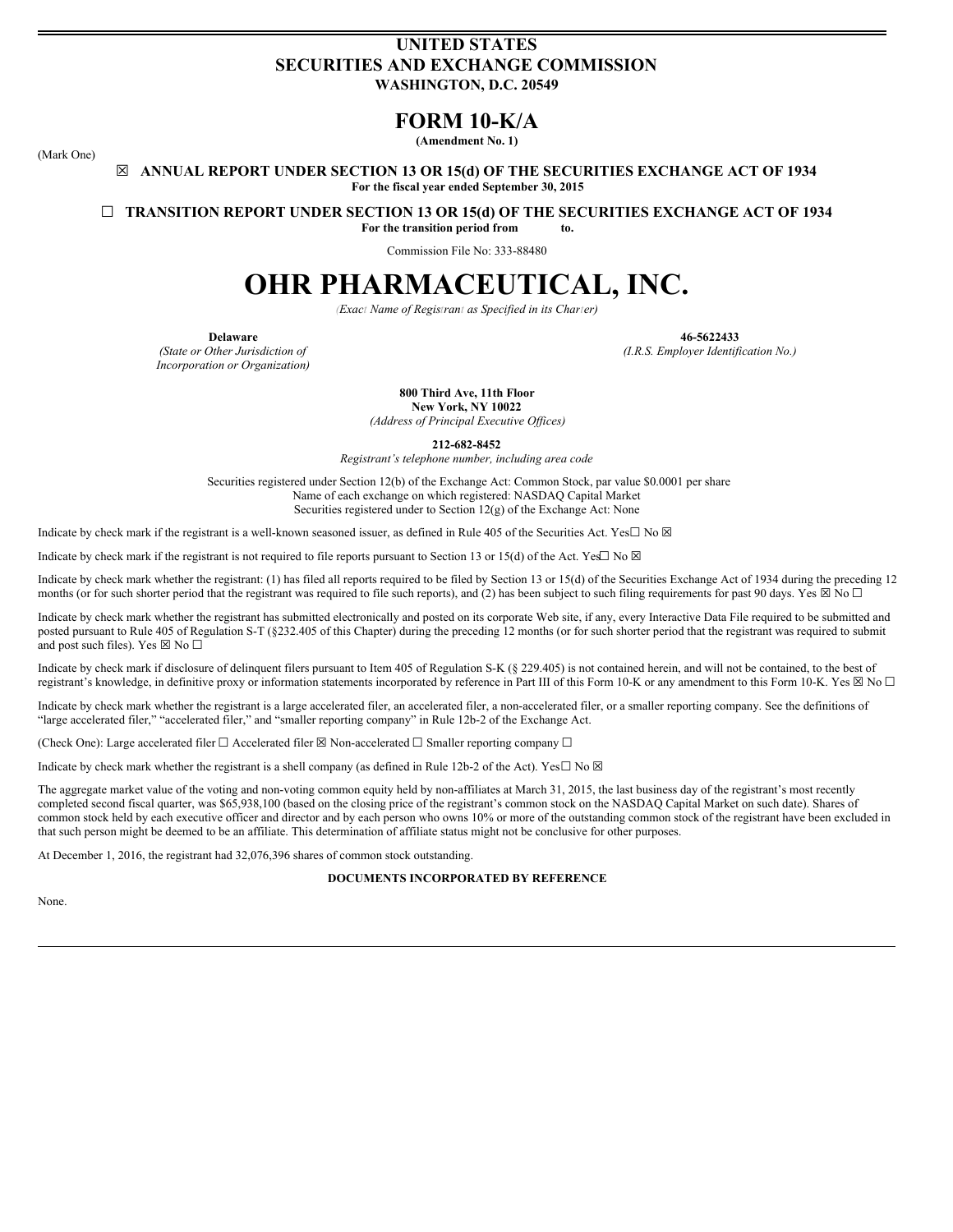# UNITED STATES
# SECURITIES AND EXCHANGE COMMISSION
**WASHINGTON, D.C. 20549**

# FORM 10-K/A
**(Amendment No. 1)**

(Mark One)

☒ **ANNUAL REPORT UNDER SECTION 13 OR 15(d) OF THE SECURITIES EXCHANGE ACT OF 1934**
**For the fiscal year ended September 30, 2015**

☐ **TRANSITION REPORT UNDER SECTION 13 OR 15(d) OF THE SECURITIES EXCHANGE ACT OF 1934**
**For the transition period from to.**

Commission File No: 333-88480

# OHR PHARMACEUTICAL, INC.
*(Exact Name of Registrant as Specified in its Charter)*

| **Delaware** | **46-5622433** |
|---|---|
| *(State or Other Jurisdiction of Incorporation or Organization)* | *(I.R.S. Employer Identification No.)* |

**800 Third Ave, 11th Floor**
**New York, NY 10022**
*(Address of Principal Executive Offices)*

**212-682-8452**
*Registrant's telephone number, including area code*

Securities registered under Section 12(b) of the Exchange Act: Common Stock, par value $0.0001 per share
Name of each exchange on which registered: NASDAQ Capital Market
Securities registered under to Section 12(g) of the Exchange Act: None

Indicate by check mark if the registrant is a well-known seasoned issuer, as defined in Rule 405 of the Securities Act. Yes☐ No ☒

Indicate by check mark if the registrant is not required to file reports pursuant to Section 13 or 15(d) of the Act. Yes☐ No ☒

Indicate by check mark whether the registrant: (1) has filed all reports required to be filed by Section 13 or 15(d) of the Securities Exchange Act of 1934 during the preceding 12 months (or for such shorter period that the registrant was required to file such reports), and (2) has been subject to such filing requirements for past 90 days. Yes ☒ No ☐

Indicate by check mark whether the registrant has submitted electronically and posted on its corporate Web site, if any, every Interactive Data File required to be submitted and posted pursuant to Rule 405 of Regulation S-T (§232.405 of this Chapter) during the preceding 12 months (or for such shorter period that the registrant was required to submit and post such files). Yes ☒ No ☐

Indicate by check mark if disclosure of delinquent filers pursuant to Item 405 of Regulation S-K (§ 229.405) is not contained herein, and will not be contained, to the best of registrant's knowledge, in definitive proxy or information statements incorporated by reference in Part III of this Form 10-K or any amendment to this Form 10-K. Yes ☒ No ☐

Indicate by check mark whether the registrant is a large accelerated filer, an accelerated filer, a non-accelerated filer, or a smaller reporting company. See the definitions of "large accelerated filer," "accelerated filer," and "smaller reporting company" in Rule 12b-2 of the Exchange Act.

(Check One): Large accelerated filer ☐ Accelerated filer ☒ Non-accelerated ☐ Smaller reporting company ☐

Indicate by check mark whether the registrant is a shell company (as defined in Rule 12b-2 of the Act). Yes☐ No ☒

The aggregate market value of the voting and non-voting common equity held by non-affiliates at March 31, 2015, the last business day of the registrant's most recently completed second fiscal quarter, was $65,938,100 (based on the closing price of the registrant's common stock on the NASDAQ Capital Market on such date). Shares of common stock held by each executive officer and director and by each person who owns 10% or more of the outstanding common stock of the registrant have been excluded in that such person might be deemed to be an affiliate. This determination of affiliate status might not be conclusive for other purposes.

At December 1, 2016, the registrant had 32,076,396 shares of common stock outstanding.

**DOCUMENTS INCORPORATED BY REFERENCE**

None.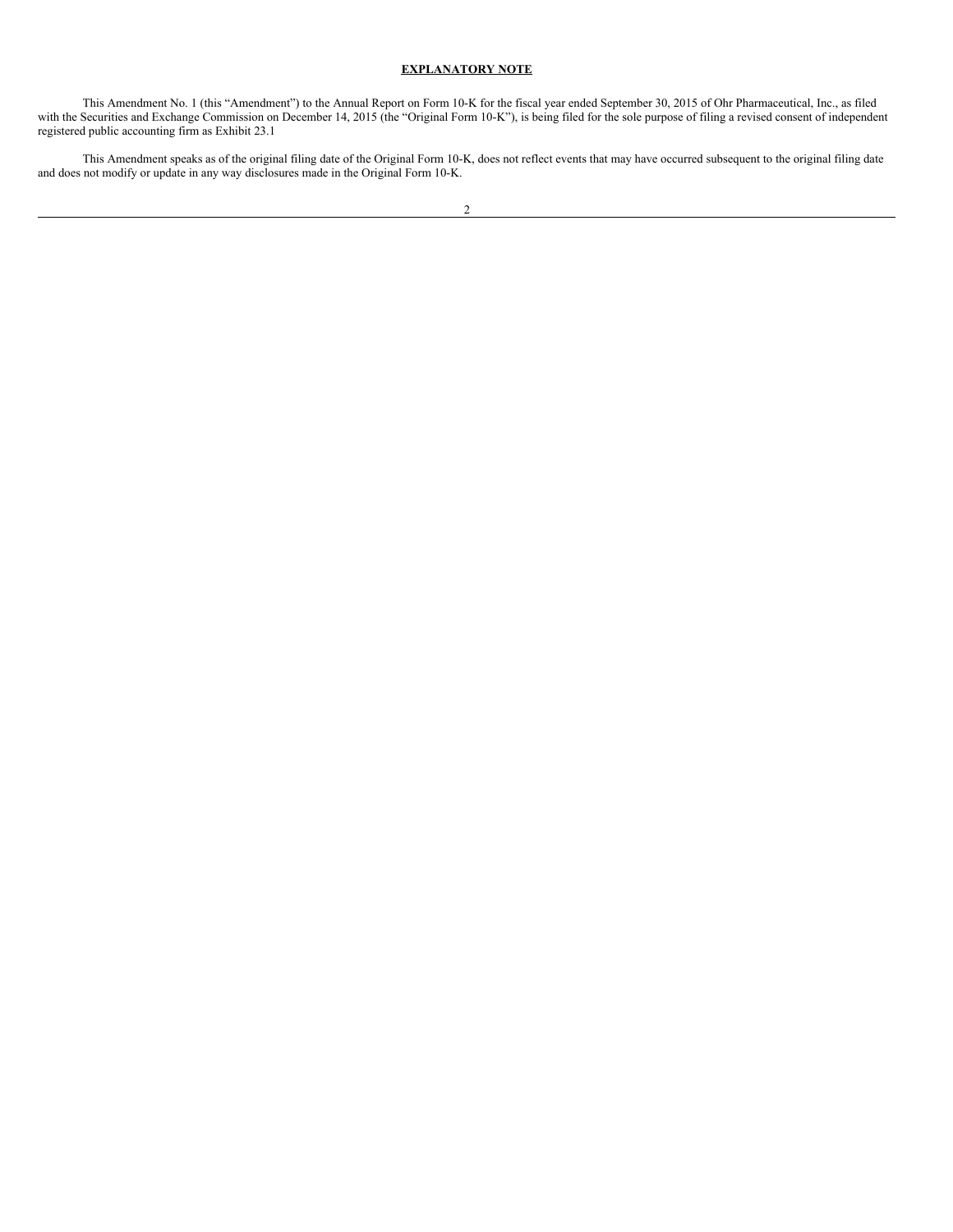**EXPLANATORY NOTE**

This Amendment No. 1 (this "Amendment") to the Annual Report on Form 10-K for the fiscal year ended September 30, 2015 of Ohr Pharmaceutical, Inc., as filed with the Securities and Exchange Commission on December 14, 2015 (the "Original Form 10-K"), is being filed for the sole purpose of filing a revised consent of independent registered public accounting firm as Exhibit 23.1

This Amendment speaks as of the original filing date of the Original Form 10-K, does not reflect events that may have occurred subsequent to the original filing date and does not modify or update in any way disclosures made in the Original Form 10-K.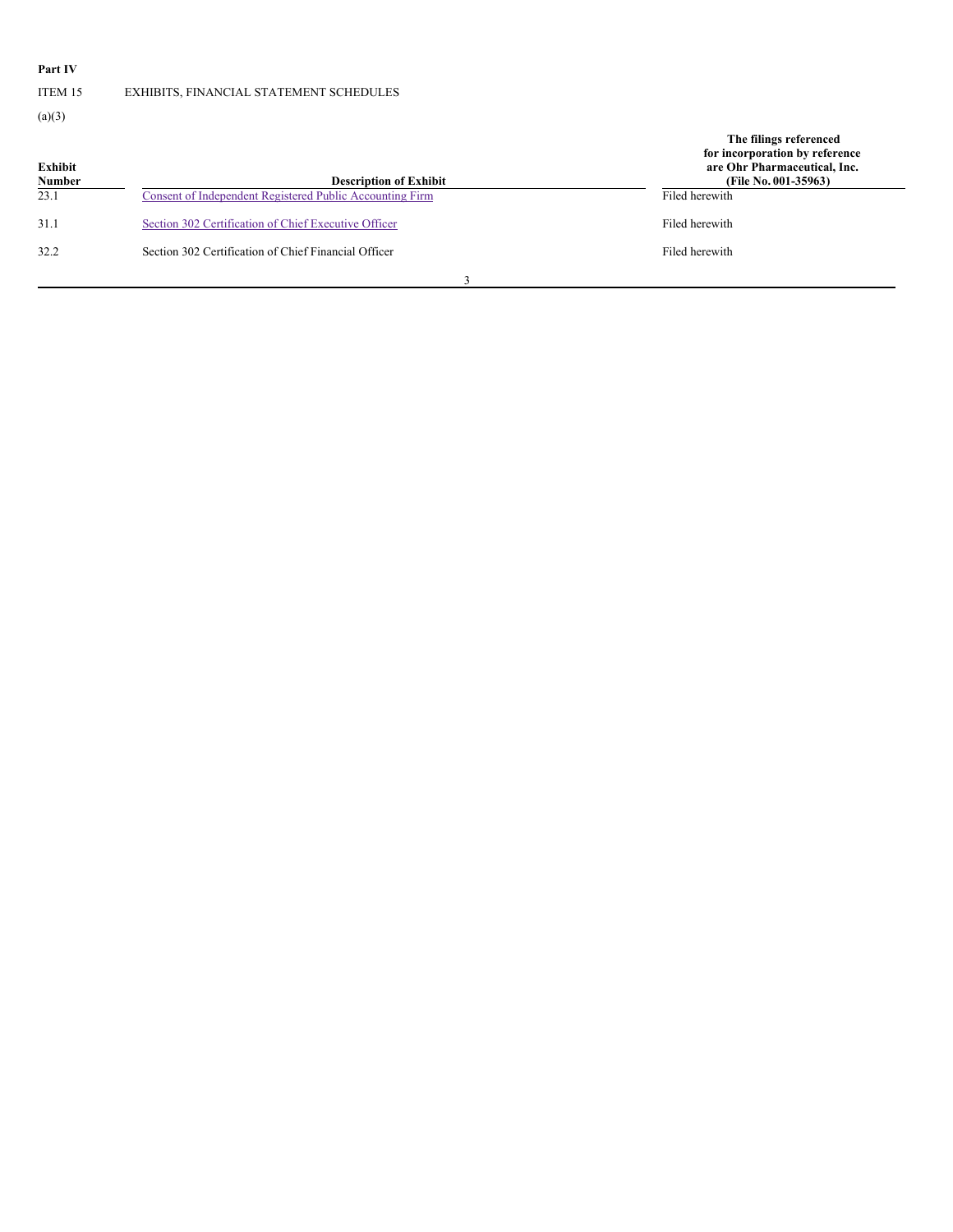**Part IV**

ITEM 15 EXHIBITS, FINANCIAL STATEMENT SCHEDULES

(a)(3)

| Exhibit Number | Description of Exhibit | The filings referenced for incorporation by reference are Ohr Pharmaceutical, Inc. (File No. 001-35963) |
| --- | --- | --- |
| 23.1 | Consent of Independent Registered Public Accounting Firm | Filed herewith |
| 31.1 | Section 302 Certification of Chief Executive Officer | Filed herewith |
| 32.2 | Section 302 Certification of Chief Financial Officer | Filed herewith |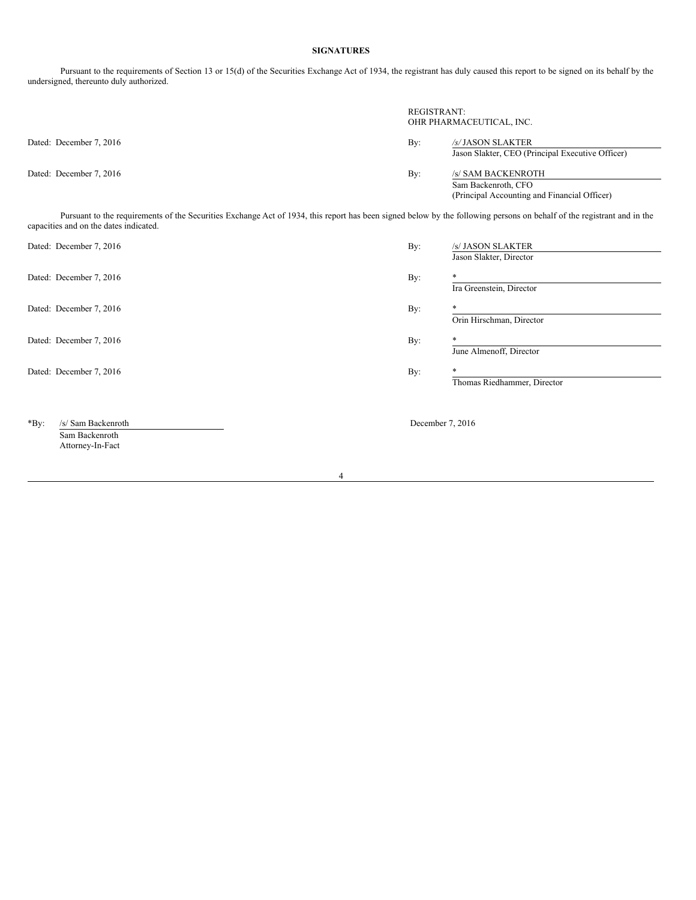**SIGNATURES**

Pursuant to the requirements of Section 13 or 15(d) of the Securities Exchange Act of 1934, the registrant has duly caused this report to be signed on its behalf by the undersigned, thereunto duly authorized.

REGISTRANT:
OHR PHARMACEUTICAL, INC.

| | | |
|---|---|---|
| Dated: December 7, 2016 | By: | /s/ JASON SLAKTER<br>Jason Slakter, CEO (Principal Executive Officer) |
| Dated: December 7, 2016 | By: | /s/ SAM BACKENROTH<br>Sam Backenroth, CFO<br>(Principal Accounting and Financial Officer) |

Pursuant to the requirements of the Securities Exchange Act of 1934, this report has been signed below by the following persons on behalf of the registrant and in the capacities and on the dates indicated.

| | | |
|---|---|---|
| Dated: December 7, 2016 | By: | /s/ JASON SLAKTER<br>Jason Slakter, Director |
| Dated: December 7, 2016 | By: | *<br>Ira Greenstein, Director |
| Dated: December 7, 2016 | By: | *<br>Orin Hirschman, Director |
| Dated: December 7, 2016 | By: | *<br>June Almenoff, Director |
| Dated: December 7, 2016 | By: | *<br>Thomas Riedhammer, Director |

*By: /s/ Sam Backenroth
Sam Backenroth
Attorney-In-Fact

December 7, 2016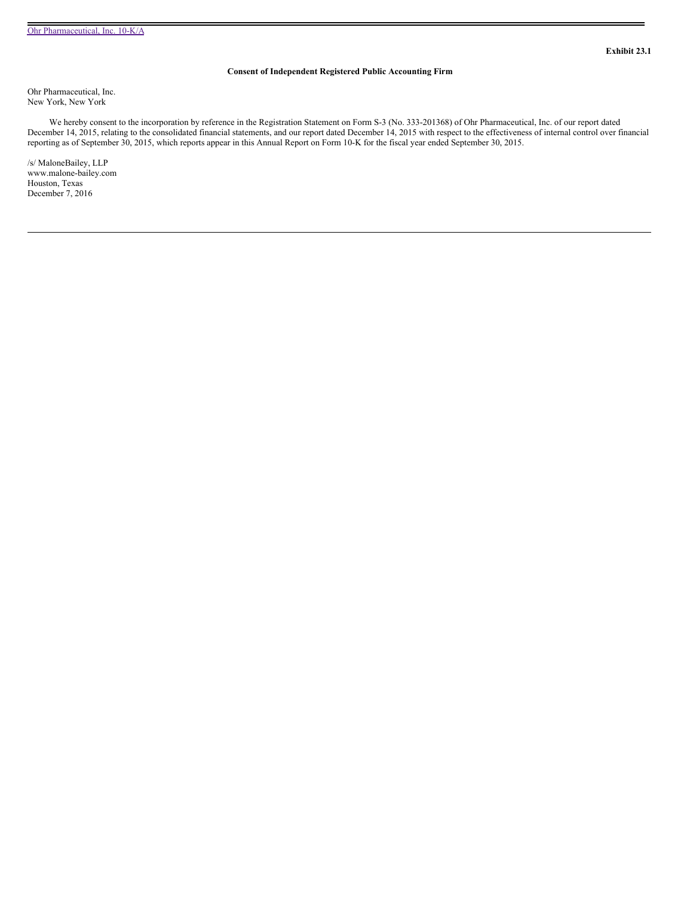**Exhibit 23.1**

**Consent of Independent Registered Public Accounting Firm**

Ohr Pharmaceutical, Inc.
New York, New York

We hereby consent to the incorporation by reference in the Registration Statement on Form S-3 (No. 333-201368) of Ohr Pharmaceutical, Inc. of our report dated December 14, 2015, relating to the consolidated financial statements, and our report dated December 14, 2015 with respect to the effectiveness of internal control over financial reporting as of September 30, 2015, which reports appear in this Annual Report on Form 10-K for the fiscal year ended September 30, 2015.

/s/ MaloneBailey, LLP
www.malone-bailey.com
Houston, Texas
December 7, 2016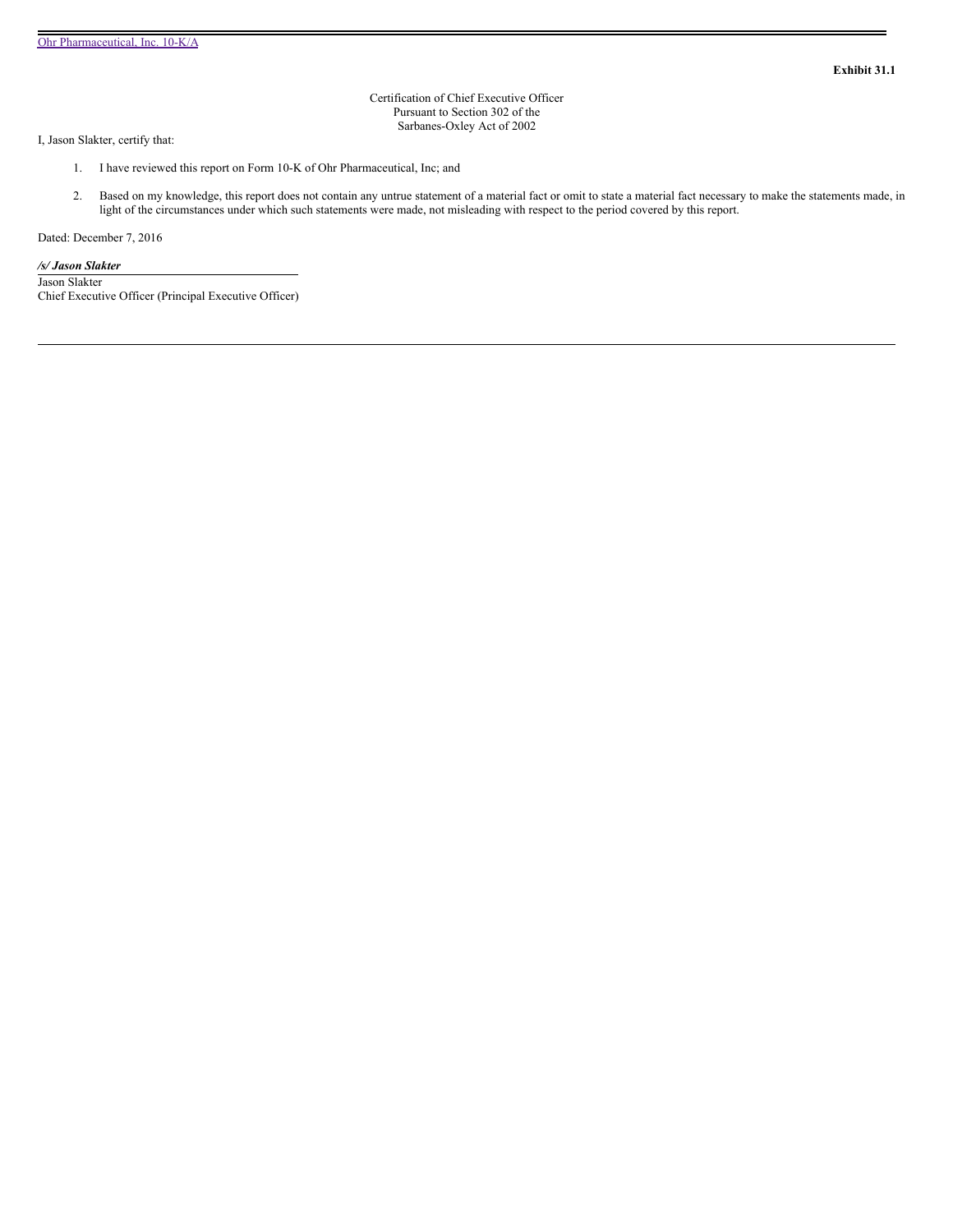**Exhibit 31.1**

Certification of Chief Executive Officer
Pursuant to Section 302 of the
Sarbanes-Oxley Act of 2002

I, Jason Slakter, certify that:

1. I have reviewed this report on Form 10-K of Ohr Pharmaceutical, Inc; and

2. Based on my knowledge, this report does not contain any untrue statement of a material fact or omit to state a material fact necessary to make the statements made, in light of the circumstances under which such statements were made, not misleading with respect to the period covered by this report.

Dated: December 7, 2016

***/s/ Jason Slakter***
Jason Slakter
Chief Executive Officer (Principal Executive Officer)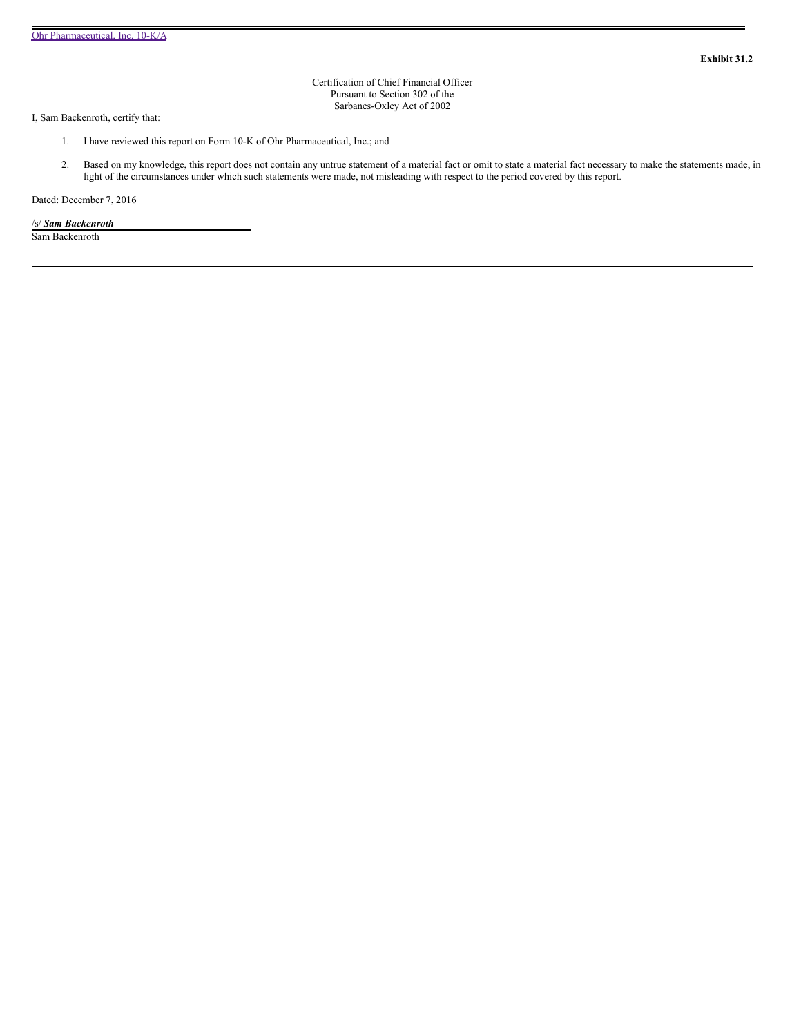**Exhibit 31.2**

Certification of Chief Financial Officer
Pursuant to Section 302 of the
Sarbanes-Oxley Act of 2002

I, Sam Backenroth, certify that:

1. I have reviewed this report on Form 10-K of Ohr Pharmaceutical, Inc.; and
2. Based on my knowledge, this report does not contain any untrue statement of a material fact or omit to state a material fact necessary to make the statements made, in light of the circumstances under which such statements were made, not misleading with respect to the period covered by this report.

Dated: December 7, 2016

/s/ ***Sam Backenroth***
Sam Backenroth